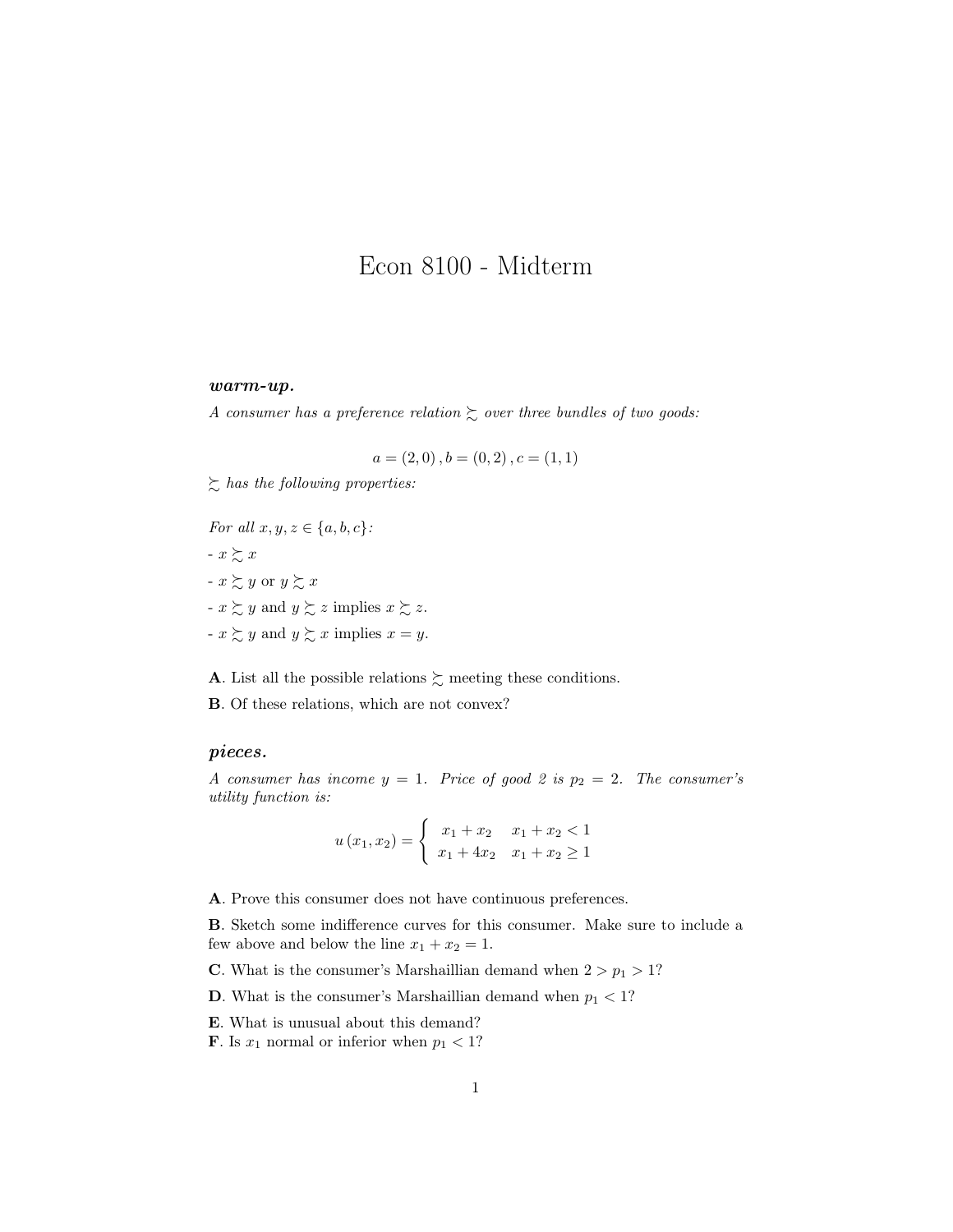# Econ 8100 - Midterm

### *warm-up.*

*A consumer has a preference relation $\succsim$ over three bundles of two goods:*

$$a = (2, 0), b = (0, 2), c = (1, 1)$$

*$\succsim$ has the following properties:*

*For all $x, y, z \in \{a, b, c\}$:*

- $x \succsim x$
- $x \succsim y$ or $y \succsim x$
- $x \succsim y$ and $y \succsim z$ implies $x \succsim z$.
- $x \succsim y$ and $y \succsim x$ implies $x = y$.

**A**. List all the possible relations $\succsim$ meeting these conditions.

**B**. Of these relations, which are not convex?

### *pieces.*

*A consumer has income $y = 1$. Price of good 2 is $p_2 = 2$. The consumer's utility function is:*

$$u(x_1, x_2) = \begin{cases} x_1 + x_2 & x_1 + x_2 < 1 \\ x_1 + 4x_2 & x_1 + x_2 \geq 1 \end{cases}$$

**A**. Prove this consumer does not have continuous preferences.

**B**. Sketch some indifference curves for this consumer. Make sure to include a few above and below the line $x_1 + x_2 = 1$.

**C**. What is the consumer's Marshaillian demand when $2 > p_1 > 1$?

**D**. What is the consumer's Marshaillian demand when $p_1 < 1$?

**E**. What is unusual about this demand?

**F**. Is $x_1$ normal or inferior when $p_1 < 1$?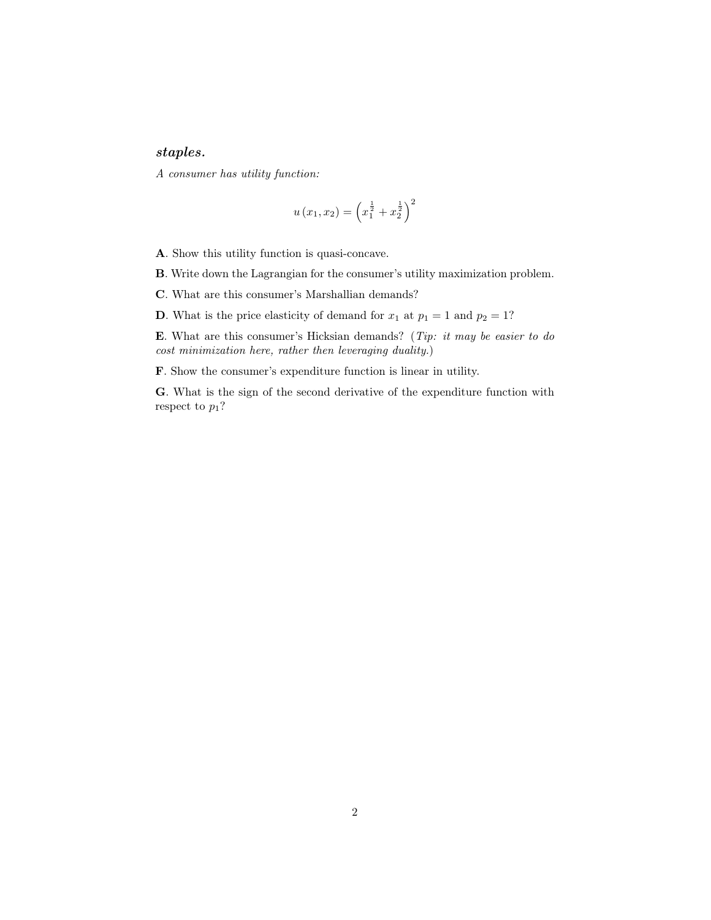***staples.***

*A consumer has utility function:*

$$u(x_1, x_2) = \left(x_1^{\frac{1}{2}} + x_2^{\frac{1}{2}}\right)^2$$

**A**. Show this utility function is quasi-concave.

**B**. Write down the Lagrangian for the consumer's utility maximization problem.

**C**. What are this consumer's Marshallian demands?

**D**. What is the price elasticity of demand for $x_1$ at $p_1 = 1$ and $p_2 = 1$?

**E**. What are this consumer's Hicksian demands? (*Tip: it may be easier to do cost minimization here, rather then leveraging duality.*)

**F**. Show the consumer's expenditure function is linear in utility.

**G**. What is the sign of the second derivative of the expenditure function with respect to $p_1$?